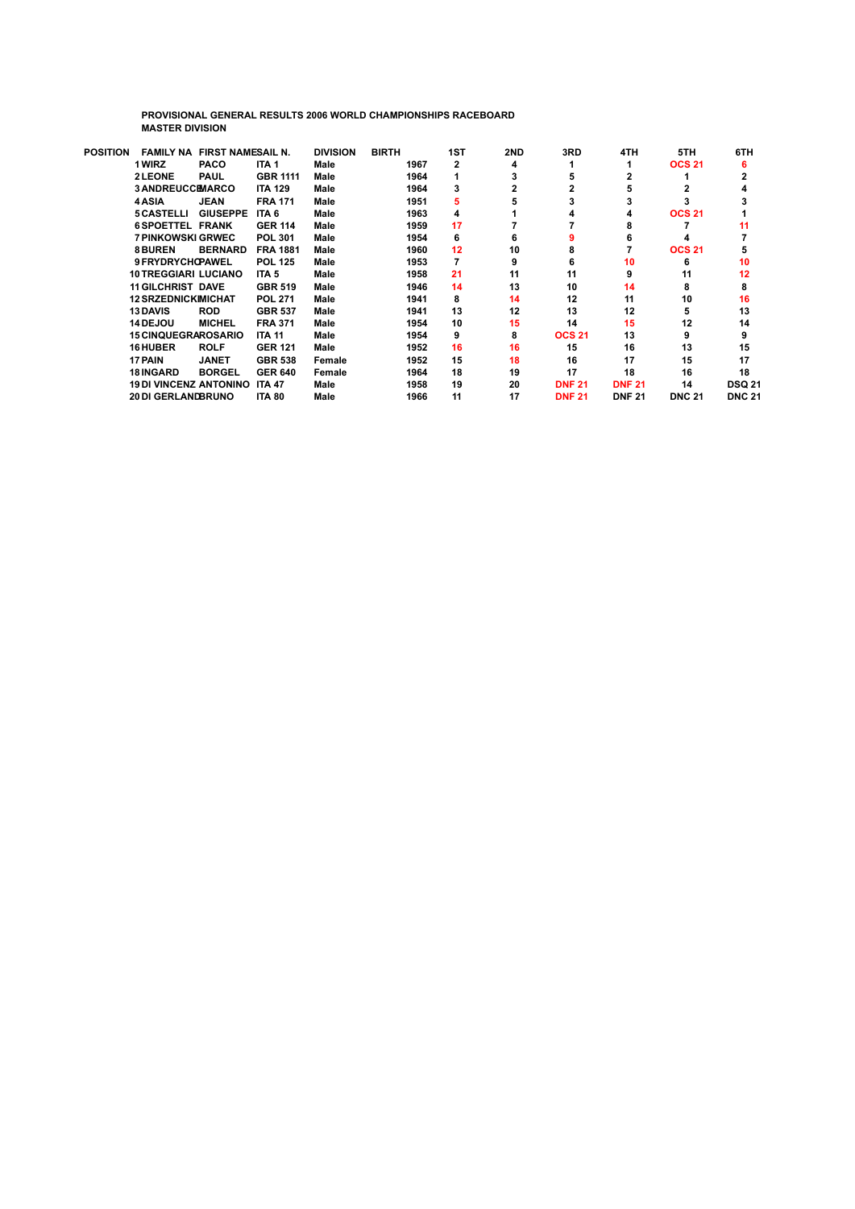**PROVISIONAL GENERAL RESULTS 2006 WORLD CHAMPIONSHIPS RACEBOARD**
**MASTER DIVISION**

| POSITION | FAMILY NA | FIRST NAME | SAIL N. | DIVISION | BIRTH | 1ST | 2ND | 3RD | 4TH | 5TH | 6TH |
|---|---|---|---|---|---|---|---|---|---|---|---|
| 1 | WIRZ | PACO | ITA 1 | Male | 1967 | 2 | 4 | 1 | 1 | OCS 21 | 6 |
| 2 | LEONE | PAUL | GBR 1111 | Male | 1964 | 1 | 3 | 5 | 2 | 1 | 2 |
| 3 | ANDREUCCI | MARCO | ITA 129 | Male | 1964 | 3 | 2 | 2 | 5 | 2 | 4 |
| 4 | ASIA | JEAN | FRA 171 | Male | 1951 | 5 | 5 | 3 | 3 | 3 | 3 |
| 5 | CASTELLI | GIUSEPPE | ITA 6 | Male | 1963 | 4 | 1 | 4 | 4 | OCS 21 | 1 |
| 6 | SPOETTEL | FRANK | GER 114 | Male | 1959 | 17 | 7 | 7 | 8 | 7 | 11 |
| 7 | PINKOWSKI | GRWEC | POL 301 | Male | 1954 | 6 | 6 | 9 | 6 | 4 | 7 |
| 8 | BUREN | BERNARD | FRA 1881 | Male | 1960 | 12 | 10 | 8 | 7 | OCS 21 | 5 |
| 9 | FRYDRYCH | PAWEL | POL 125 | Male | 1953 | 7 | 9 | 6 | 10 | 6 | 10 |
| 10 | TREGGIARI | LUCIANO | ITA 5 | Male | 1958 | 21 | 11 | 11 | 9 | 11 | 12 |
| 11 | GILCHRIST | DAVE | GBR 519 | Male | 1946 | 14 | 13 | 10 | 14 | 8 | 8 |
| 12 | SRZEDNICKI | MICHAT | POL 271 | Male | 1941 | 8 | 14 | 12 | 11 | 10 | 16 |
| 13 | DAVIS | ROD | GBR 537 | Male | 1941 | 13 | 12 | 13 | 12 | 5 | 13 |
| 14 | DEJOU | MICHEL | FRA 371 | Male | 1954 | 10 | 15 | 14 | 15 | 12 | 14 |
| 15 | CINQUEGRANA | ROSARIO | ITA 11 | Male | 1954 | 9 | 8 | OCS 21 | 13 | 9 | 9 |
| 16 | HUBER | ROLF | GER 121 | Male | 1952 | 16 | 16 | 15 | 16 | 13 | 15 |
| 17 | PAIN | JANET | GBR 538 | Female | 1952 | 15 | 18 | 16 | 17 | 15 | 17 |
| 18 | INGARD | BORGEL | GER 640 | Female | 1964 | 18 | 19 | 17 | 18 | 16 | 18 |
| 19 | DI VINCENZ | ANTONINO | ITA 47 | Male | 1958 | 19 | 20 | DNF 21 | DNF 21 | 14 | DSQ 21 |
| 20 | DI GERLANDO | BRUNO | ITA 80 | Male | 1966 | 11 | 17 | DNF 21 | DNF 21 | DNC 21 | DNC 21 |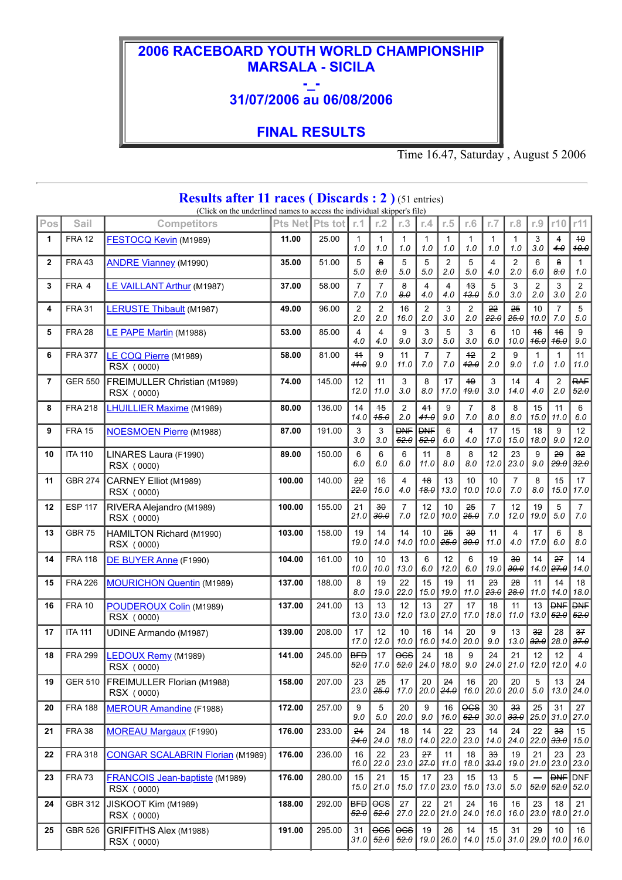# 2006 RACEBOARD YOUTH WORLD CHAMPIONSHIP
# MARSALA - SICILA
# -_-
# 31/07/2006 au 06/08/2006

# FINAL RESULTS

Time 16.47, Saturday , August 5 2006

## Results after 11 races ( Discards : 2 ) (51 entries)

(Click on the underlined names to access the individual skipper's file)

| Pos | Sail | Competitors | Pts Net | Pts tot | r.1 | r.2 | r.3 | r.4 | r.5 | r.6 | r.7 | r.8 | r.9 | r10 | r11 |
|---|---|---|---|---|---|---|---|---|---|---|---|---|---|---|---|
| 1 | FRA 12 | FESTOCQ Kevin (M1989) | 11.00 | 25.00 | 1 1.0 | 1 1.0 | 1 1.0 | 1 1.0 | 1 1.0 | 1 1.0 | 1 1.0 | 1 1.0 | 3 3.0 | ~~4 4.0~~ | ~~10 10.0~~ |
| 2 | FRA 43 | ANDRE Vianney (M1990) | 35.00 | 51.00 | 5 5.0 | ~~8 8.0~~ | 5 5.0 | 5 5.0 | 2 2.0 | 5 5.0 | 4 4.0 | 2 2.0 | 6 6.0 | ~~8 8.0~~ | 1 1.0 |
| 3 | FRA 4 | LE VAILLANT Arthur (M1987) | 37.00 | 58.00 | 7 7.0 | 7 7.0 | ~~8 8.0~~ | 4 4.0 | 4 4.0 | ~~13 13.0~~ | 5 5.0 | 3 3.0 | 2 2.0 | 3 3.0 | 2 2.0 |
| 4 | FRA 31 | LERUSTE Thibault (M1987) | 49.00 | 96.00 | 2 2.0 | 2 2.0 | 16 16.0 | 2 2.0 | 3 3.0 | 2 2.0 | ~~22 22.0~~ | ~~25 25.0~~ | 10 10.0 | 7 7.0 | 5 5.0 |
| 5 | FRA 28 | LE PAPE Martin (M1988) | 53.00 | 85.00 | 4 4.0 | 4 4.0 | 9 9.0 | 3 3.0 | 5 5.0 | 3 3.0 | 6 6.0 | 10 10.0 | ~~16 16.0~~ | ~~16 16.0~~ | 9 9.0 |
| 6 | FRA 377 | LE COQ Pierre (M1989) RSX (0000) | 58.00 | 81.00 | ~~11 11.0~~ | 9 9.0 | 11 11.0 | 7 7.0 | 7 7.0 | ~~12 12.0~~ | 2 2.0 | 9 9.0 | 1 1.0 | 1 1.0 | 11 11.0 |
| 7 | GER 550 | FREIMULLER Christian (M1989) RSX (0000) | 74.00 | 145.00 | 12 12.0 | 11 11.0 | 3 3.0 | 8 8.0 | 17 17.0 | ~~19 19.0~~ | 3 3.0 | 14 14.0 | 4 4.0 | 2 2.0 | ~~RAF 52.0~~ |
| 8 | FRA 218 | LHUILLIER Maxime (M1989) | 80.00 | 136.00 | 14 14.0 | ~~15 15.0~~ | 2 2.0 | ~~41 41.0~~ | 9 9.0 | 7 7.0 | 8 8.0 | 8 8.0 | 15 15.0 | 11 11.0 | 6 6.0 |
| 9 | FRA 15 | NOESMOEN Pierre (M1988) | 87.00 | 191.00 | 3 3.0 | 3 3.0 | ~~DNF 52.0~~ | ~~DNF 52.0~~ | 6 6.0 | 4 4.0 | 17 17.0 | 15 15.0 | 18 18.0 | 9 9.0 | 12 12.0 |
| 10 | ITA 110 | LINARES Laura (F1990) RSX (0000) | 89.00 | 150.00 | 6 6.0 | 6 6.0 | 6 6.0 | 11 11.0 | 8 8.0 | 8 8.0 | 12 12.0 | 23 23.0 | 9 9.0 | ~~29 29.0~~ | ~~32 32.0~~ |
| 11 | GBR 274 | CARNEY Elliot (M1989) RSX (0000) | 100.00 | 140.00 | ~~22 22.0~~ | 16 16.0 | 4 4.0 | ~~18 18.0~~ | 13 13.0 | 10 10.0 | 10 10.0 | 7 7.0 | 8 8.0 | 15 15.0 | 17 17.0 |
| 12 | ESP 117 | RIVERA Alejandro (M1989) RSX (0000) | 100.00 | 155.00 | 21 21.0 | ~~30 30.0~~ | 7 7.0 | 12 12.0 | 10 10.0 | ~~25 25.0~~ | 7 7.0 | 12 12.0 | 19 19.0 | 5 5.0 | 7 7.0 |
| 13 | GBR 75 | HAMILTON Richard (M1990) RSX (0000) | 103.00 | 158.00 | 19 19.0 | 14 14.0 | 14 14.0 | 10 10.0 | ~~25 25.0~~ | ~~30 30.0~~ | 11 11.0 | 4 4.0 | 17 17.0 | 6 6.0 | 8 8.0 |
| 14 | FRA 118 | DE BUYER Anne (F1990) | 104.00 | 161.00 | 10 10.0 | 10 10.0 | 13 13.0 | 6 6.0 | 12 12.0 | 6 6.0 | 19 19.0 | ~~30 30.0~~ | 14 14.0 | ~~27 27.0~~ | 14 14.0 |
| 15 | FRA 226 | MOURICHON Quentin (M1989) | 137.00 | 188.00 | 8 8.0 | 19 19.0 | 22 22.0 | 15 15.0 | 19 19.0 | 11 11.0 | ~~23 23.0~~ | ~~28 28.0~~ | 11 11.0 | 14 14.0 | 18 18.0 |
| 16 | FRA 10 | POUDEROUX Colin (M1989) RSX (0000) | 137.00 | 241.00 | 13 13.0 | 13 13.0 | 12 12.0 | 13 13.0 | 27 27.0 | 17 17.0 | 18 18.0 | 11 11.0 | 13 13.0 | ~~DNF 52.0~~ | ~~DNF 52.0~~ |
| 17 | ITA 111 | UDINE Armando (M1987) | 139.00 | 208.00 | 17 17.0 | 12 12.0 | 10 10.0 | 16 16.0 | 14 14.0 | 20 20.0 | 9 9.0 | 13 13.0 | ~~32 32.0~~ | 28 28.0 | ~~37 37.0~~ |
| 18 | FRA 299 | LEDOUX Remy (M1989) RSX (0000) | 141.00 | 245.00 | ~~BFD 52.0~~ | 17 17.0 | ~~OCS 52.0~~ | 24 24.0 | 18 18.0 | 9 9.0 | 24 24.0 | 21 21.0 | 12 12.0 | 12 12.0 | 4 4.0 |
| 19 | GER 510 | FREIMULLER Florian (M1988) RSX (0000) | 158.00 | 207.00 | 23 23.0 | ~~25 25.0~~ | 17 17.0 | 20 20.0 | ~~24 24.0~~ | 16 16.0 | 20 20.0 | 20 20.0 | 5 5.0 | 13 13.0 | 24 24.0 |
| 20 | FRA 188 | MEROUR Amandine (F1988) | 172.00 | 257.00 | 9 9.0 | 5 5.0 | 20 20.0 | 9 9.0 | 16 16.0 | ~~OCS 52.0~~ | 30 30.0 | ~~33 33.0~~ | 25 25.0 | 31 31.0 | 27 27.0 |
| 21 | FRA 38 | MOREAU Margaux (F1990) | 176.00 | 233.00 | ~~24 24.0~~ | 24 24.0 | 18 18.0 | 14 14.0 | 22 22.0 | 23 23.0 | 14 14.0 | 24 24.0 | 22 22.0 | ~~33 33.0~~ | 15 15.0 |
| 22 | FRA 318 | CONGAR SCALABRIN Florian (M1989) | 176.00 | 236.00 | 16 16.0 | 22 22.0 | 23 23.0 | ~~27 27.0~~ | 11 11.0 | 18 18.0 | ~~33 33.0~~ | 19 19.0 | 21 21.0 | 23 23.0 | 23 23.0 |
| 23 | FRA 73 | FRANCOIS Jean-baptiste (M1989) RSX (0000) | 176.00 | 280.00 | 15 15.0 | 21 21.0 | 15 15.0 | 17 17.0 | 23 23.0 | 15 15.0 | 13 13.0 | 5 5.0 | ~~— 52.0~~ | ~~DNF 52.0~~ | DNF 52.0 |
| 24 | GBR 312 | JISKOOT Kim (M1989) RSX (0000) | 188.00 | 292.00 | ~~BFD 52.0~~ | ~~OCS 52.0~~ | 27 27.0 | 22 22.0 | 21 21.0 | 24 24.0 | 16 16.0 | 16 16.0 | 23 23.0 | 18 18.0 | 21 21.0 |
| 25 | GBR 526 | GRIFFITHS Alex (M1988) RSX (0000) | 191.00 | 295.00 | 31 31.0 | ~~OCS 52.0~~ | ~~OCS 52.0~~ | 19 19.0 | 26 26.0 | 14 14.0 | 15 15.0 | 31 31.0 | 29 29.0 | 10 10.0 | 16 16.0 |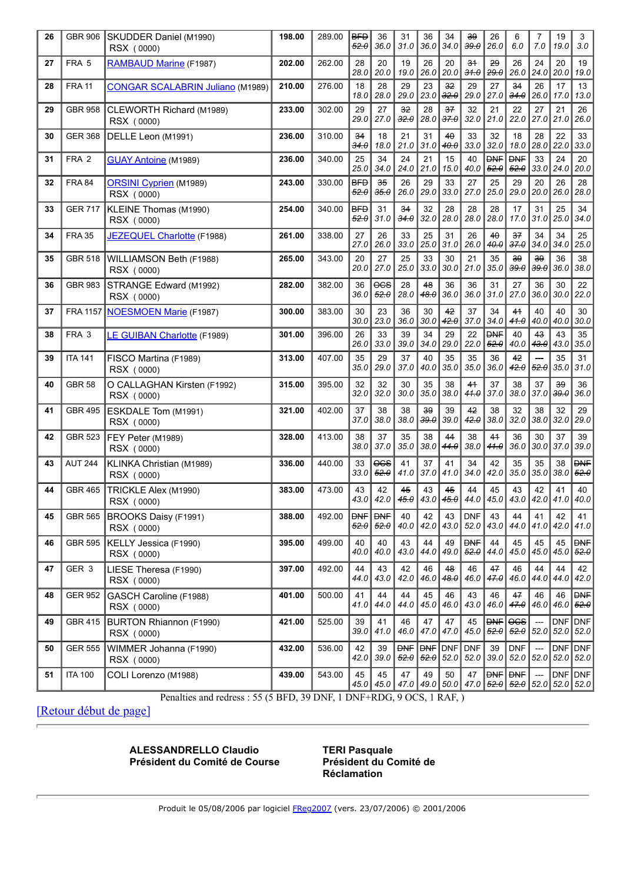| | | | | | | | | | | | | | | | |
|---|---|---|---|---|---|---|---|---|---|---|---|---|---|---|---|
| 26 | GBR 906 | SKUDDER Daniel (M1990) RSX (0000) | 198.00 | 289.00 | ~~BFD 52.0~~ | 36 36.0 | 31 31.0 | 36 36.0 | 34 34.0 | ~~39 39.0~~ | 26 26.0 | 6 6.0 | 7 7.0 | 19 19.0 | 3 3.0 |
| 27 | FRA 5 | RAMBAUD Marine (F1987) | 202.00 | 262.00 | 28 28.0 | 20 20.0 | 19 19.0 | 26 26.0 | 20 20.0 | ~~31 31.0~~ | ~~29 29.0~~ | 26 26.0 | 24 24.0 | 20 20.0 | 19 19.0 |
| 28 | FRA 11 | CONGAR SCALABRIN Juliano (M1989) | 210.00 | 276.00 | 18 18.0 | 28 28.0 | 29 29.0 | 23 23.0 | ~~32 32.0~~ | 29 29.0 | 27 27.0 | ~~34 34.0~~ | 26 26.0 | 17 17.0 | 13 13.0 |
| 29 | GBR 958 | CLEWORTH Richard (M1989) RSX (0000) | 233.00 | 302.00 | 29 29.0 | 27 27.0 | ~~32 32.0~~ | 28 28.0 | ~~37 37.0~~ | 32 32.0 | 21 21.0 | 22 22.0 | 27 27.0 | 21 21.0 | 26 26.0 |
| 30 | GER 368 | DELLE Leon (M1991) | 236.00 | 310.00 | ~~34 34.0~~ | 18 18.0 | 21 21.0 | 31 31.0 | ~~40 40.0~~ | 33 33.0 | 32 32.0 | 18 18.0 | 28 28.0 | 22 22.0 | 33 33.0 |
| 31 | FRA 2 | GUAY Antoine (M1989) | 236.00 | 340.00 | 25 25.0 | 34 34.0 | 24 24.0 | 21 21.0 | 15 15.0 | 40 40.0 | ~~DNF 52.0~~ | ~~DNF 52.0~~ | 33 33.0 | 24 24.0 | 20 20.0 |
| 32 | FRA 84 | ORSINI Cyprien (M1989) RSX (0000) | 243.00 | 330.00 | ~~BFD 52.0~~ | ~~35 35.0~~ | 26 26.0 | 29 29.0 | 33 33.0 | 27 27.0 | 25 25.0 | 29 29.0 | 20 20.0 | 26 26.0 | 28 28.0 |
| 33 | GER 717 | KLEINE Thomas (M1990) RSX (0000) | 254.00 | 340.00 | ~~BFD 52.0~~ | 31 31.0 | ~~34 34.0~~ | 32 32.0 | 28 28.0 | 28 28.0 | 28 28.0 | 17 17.0 | 31 31.0 | 25 25.0 | 34 34.0 |
| 34 | FRA 35 | JEZEQUEL Charlotte (F1988) | 261.00 | 338.00 | 27 27.0 | 26 26.0 | 33 33.0 | 25 25.0 | 31 31.0 | 26 26.0 | ~~40 40.0~~ | ~~37 37.0~~ | 34 34.0 | 34 34.0 | 25 25.0 |
| 35 | GBR 518 | WILLIAMSON Beth (F1988) RSX (0000) | 265.00 | 343.00 | 20 20.0 | 27 27.0 | 25 25.0 | 33 33.0 | 30 30.0 | 21 21.0 | 35 35.0 | ~~39 39.0~~ | ~~39 39.0~~ | 36 36.0 | 38 38.0 |
| 36 | GBR 983 | STRANGE Edward (M1992) RSX (0000) | 282.00 | 382.00 | 36 36.0 | ~~OCS 52.0~~ | 28 28.0 | ~~48 48.0~~ | 36 36.0 | 36 36.0 | 31 31.0 | 27 27.0 | 36 36.0 | 30 30.0 | 22 22.0 |
| 37 | FRA 1157 | NOESMOEN Marie (F1987) | 300.00 | 383.00 | 30 30.0 | 23 23.0 | 36 36.0 | 30 30.0 | ~~42 42.0~~ | 37 37.0 | 34 34.0 | ~~41 41.0~~ | 40 40.0 | 40 40.0 | 30 30.0 |
| 38 | FRA 3 | LE GUIBAN Charlotte (F1989) | 301.00 | 396.00 | 26 26.0 | 33 33.0 | 39 39.0 | 34 34.0 | 29 29.0 | 22 22.0 | ~~DNF 52.0~~ | 40 40.0 | ~~43 43.0~~ | 43 43.0 | 35 35.0 |
| 39 | ITA 141 | FISCO Martina (F1989) RSX (0000) | 313.00 | 407.00 | 35 35.0 | 29 29.0 | 37 37.0 | 40 40.0 | 35 35.0 | 35 35.0 | 36 36.0 | ~~42 42.0~~ | ~~--- 52.0~~ | 35 35.0 | 31 31.0 |
| 40 | GBR 58 | O CALLAGHAN Kirsten (F1992) RSX (0000) | 315.00 | 395.00 | 32 32.0 | 32 32.0 | 30 30.0 | 35 35.0 | 38 38.0 | ~~41 41.0~~ | 37 37.0 | 38 38.0 | 37 37.0 | ~~39 39.0~~ | 36 36.0 |
| 41 | GBR 495 | ESKDALE Tom (M1991) RSX (0000) | 321.00 | 402.00 | 37 37.0 | 38 38.0 | 38 38.0 | ~~39 39.0~~ | 39 39.0 | ~~42 42.0~~ | 38 38.0 | 32 32.0 | 38 38.0 | 32 32.0 | 29 29.0 |
| 42 | GBR 523 | FEY Peter (M1989) RSX (0000) | 328.00 | 413.00 | 38 38.0 | 37 37.0 | 35 35.0 | 38 38.0 | ~~44 44.0~~ | 38 38.0 | ~~41 41.0~~ | 36 36.0 | 30 30.0 | 37 37.0 | 39 39.0 |
| 43 | AUT 244 | KLINKA Christian (M1989) RSX (0000) | 336.00 | 440.00 | 33 33.0 | ~~OCS 52.0~~ | 41 41.0 | 37 37.0 | 41 41.0 | 34 34.0 | 42 42.0 | 35 35.0 | 35 35.0 | 38 38.0 | ~~DNF 52.0~~ |
| 44 | GBR 465 | TRICKLE Alex (M1990) RSX (0000) | 383.00 | 473.00 | 43 43.0 | 42 42.0 | ~~45 45.0~~ | 43 43.0 | ~~45 45.0~~ | 44 44.0 | 45 45.0 | 43 43.0 | 42 42.0 | 41 41.0 | 40 40.0 |
| 45 | GBR 565 | BROOKS Daisy (F1991) RSX (0000) | 388.00 | 492.00 | ~~DNF 52.0~~ | ~~DNF 52.0~~ | 40 40.0 | 42 42.0 | 43 43.0 | DNF 52.0 | 43 43.0 | 44 44.0 | 41 41.0 | 42 42.0 | 41 41.0 |
| 46 | GBR 595 | KELLY Jessica (F1990) RSX (0000) | 395.00 | 499.00 | 40 40.0 | 40 40.0 | 43 43.0 | 44 44.0 | 49 49.0 | ~~DNF 52.0~~ | 44 44.0 | 45 45.0 | 45 45.0 | 45 45.0 | ~~DNF 52.0~~ |
| 47 | GER 3 | LIESE Theresa (F1990) RSX (0000) | 397.00 | 492.00 | 44 44.0 | 43 43.0 | 42 42.0 | 46 46.0 | ~~48 48.0~~ | 46 46.0 | ~~47 47.0~~ | 46 46.0 | 44 44.0 | 44 44.0 | 42 42.0 |
| 48 | GER 952 | GASCH Caroline (F1988) RSX (0000) | 401.00 | 500.00 | 41 41.0 | 44 44.0 | 44 44.0 | 45 45.0 | 46 46.0 | 43 43.0 | 46 46.0 | ~~47 47.0~~ | 46 46.0 | 46 46.0 | ~~DNF 52.0~~ |
| 49 | GBR 415 | BURTON Rhiannon (F1990) RSX (0000) | 421.00 | 525.00 | 39 39.0 | 41 41.0 | 46 46.0 | 47 47.0 | 47 47.0 | 45 45.0 | ~~DNF 52.0~~ | ~~OCS 52.0~~ | --- 52.0 | DNF 52.0 | DNF 52.0 |
| 50 | GER 555 | WIMMER Johanna (F1990) RSX (0000) | 432.00 | 536.00 | 42 42.0 | 39 39.0 | ~~DNF 52.0~~ | ~~DNF 52.0~~ | DNF 52.0 | DNF 52.0 | 39 39.0 | DNF 52.0 | --- 52.0 | DNF 52.0 | DNF 52.0 |
| 51 | ITA 100 | COLI Lorenzo (M1988) | 439.00 | 543.00 | 45 45.0 | 45 45.0 | 47 47.0 | 49 49.0 | 50 50.0 | 47 47.0 | ~~DNF 52.0~~ | ~~DNF 52.0~~ | --- 52.0 | DNF 52.0 | DNF 52.0 |

Penalties and redress : 55 (5 BFD, 39 DNF, 1 DNF+RDG, 9 OCS, 1 RAF, )

[Retour début de page]

**ALESSANDRELLO Claudio**
**Président du Comité de Course**

**TERI Pasquale**
**Président du Comité de Réclamation**

Produit le 05/08/2006 par logiciel FReg2007 (vers. 23/07/2006) © 2001/2006